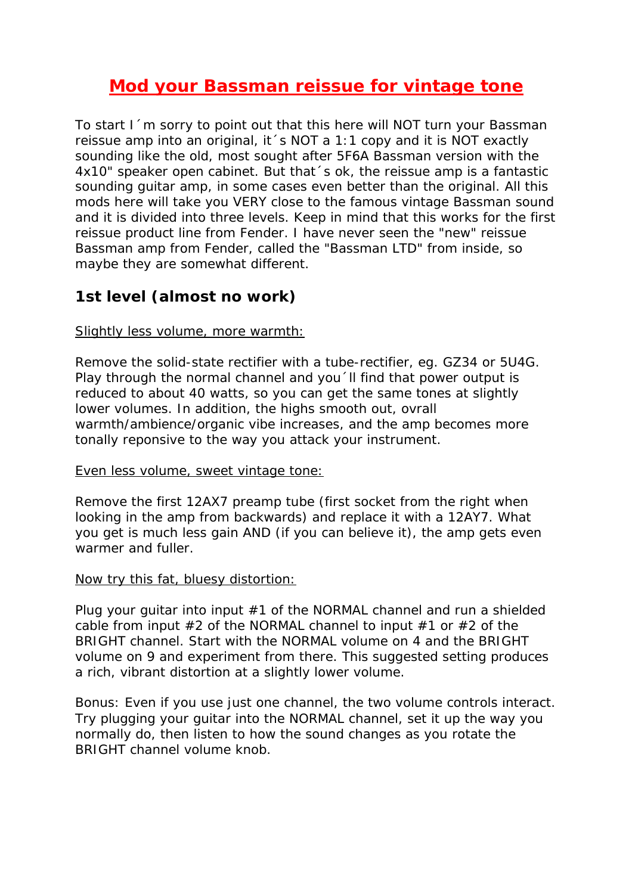# Mod your Bassman reissue for vintage tone

To start I´m sorry to point out that this here will NOT turn your Bassman reissue amp into an original, it´s NOT a 1:1 copy and it is NOT exactly sounding like the old, most sought after 5F6A Bassman version with the 4x10" speaker open cabinet. But that´s ok, the reissue amp is a fantastic sounding guitar amp, in some cases even better than the original. All this mods here will take you VERY close to the famous vintage Bassman sound and it is divided into three levels. Keep in mind that this works for the first reissue product line from Fender. I have never seen the "new" reissue Bassman amp from Fender, called the "Bassman LTD" from inside, so maybe they are somewhat different.

## 1st level (almost no work)

Slightly less volume, more warmth:

Remove the solid-state rectifier with a tube-rectifier, eg. GZ34 or 5U4G. Play through the normal channel and you´ll find that power output is reduced to about 40 watts, so you can get the same tones at slightly lower volumes. In addition, the highs smooth out, ovrall warmth/ambience/organic vibe increases, and the amp becomes more tonally reponsive to the way you attack your instrument.

Even less volume, sweet vintage tone:

Remove the first 12AX7 preamp tube (first socket from the right when looking in the amp from backwards) and replace it with a 12AY7. What you get is much less gain AND (if you can believe it), the amp gets even warmer and fuller.

Now try this fat, bluesy distortion:

Plug your guitar into input #1 of the NORMAL channel and run a shielded cable from input #2 of the NORMAL channel to input #1 or #2 of the BRIGHT channel. Start with the NORMAL volume on 4 and the BRIGHT volume on 9 and experiment from there. This suggested setting produces a rich, vibrant distortion at a slightly lower volume.

Bonus: Even if you use just one channel, the two volume controls interact. Try plugging your guitar into the NORMAL channel, set it up the way you normally do, then listen to how the sound changes as you rotate the BRIGHT channel volume knob.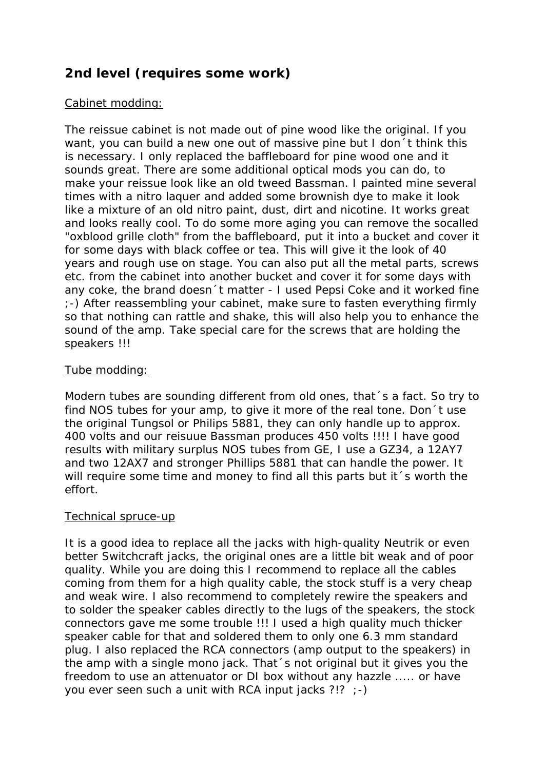## 2nd level (requires some work)

Cabinet modding:

The reissue cabinet is not made out of pine wood like the original. If you want, you can build a new one out of massive pine but I don´t think this is necessary. I only replaced the baffleboard for pine wood one and it sounds great. There are some additional optical mods you can do, to make your reissue look like an old tweed Bassman. I painted mine several times with a nitro laquer and added some brownish dye to make it look like a mixture of an old nitro paint, dust, dirt and nicotine. It works great and looks really cool. To do some more aging you can remove the socalled "oxblood grille cloth" from the baffleboard, put it into a bucket and cover it for some days with black coffee or tea. This will give it the look of 40 years and rough use on stage. You can also put all the metal parts, screws etc. from the cabinet into another bucket and cover it for some days with any coke, the brand doesn´t matter - I used Pepsi Coke and it worked fine ;-) After reassembling your cabinet, make sure to fasten everything firmly so that nothing can rattle and shake, this will also help you to enhance the sound of the amp. Take special care for the screws that are holding the speakers !!!

Tube modding:

Modern tubes are sounding different from old ones, that´s a fact. So try to find NOS tubes for your amp, to give it more of the real tone. Don´t use the original Tungsol or Philips 5881, they can only handle up to approx. 400 volts and our reisuue Bassman produces 450 volts !!!! I have good results with military surplus NOS tubes from GE, I use a GZ34, a 12AY7 and two 12AX7 and stronger Phillips 5881 that can handle the power. It will require some time and money to find all this parts but it´s worth the effort.

Technical spruce-up

It is a good idea to replace all the jacks with high-quality Neutrik or even better Switchcraft jacks, the original ones are a little bit weak and of poor quality. While you are doing this I recommend to replace all the cables coming from them for a high quality cable, the stock stuff is a very cheap and weak wire. I also recommend to completely rewire the speakers and to solder the speaker cables directly to the lugs of the speakers, the stock connectors gave me some trouble !!! I used a high quality much thicker speaker cable for that and soldered them to only one 6.3 mm standard plug. I also replaced the RCA connectors (amp output to the speakers) in the amp with a single mono jack. That´s not original but it gives you the freedom to use an attenuator or DI box without any hazzle ..... or have you ever seen such a unit with RCA input jacks ?!? ;-)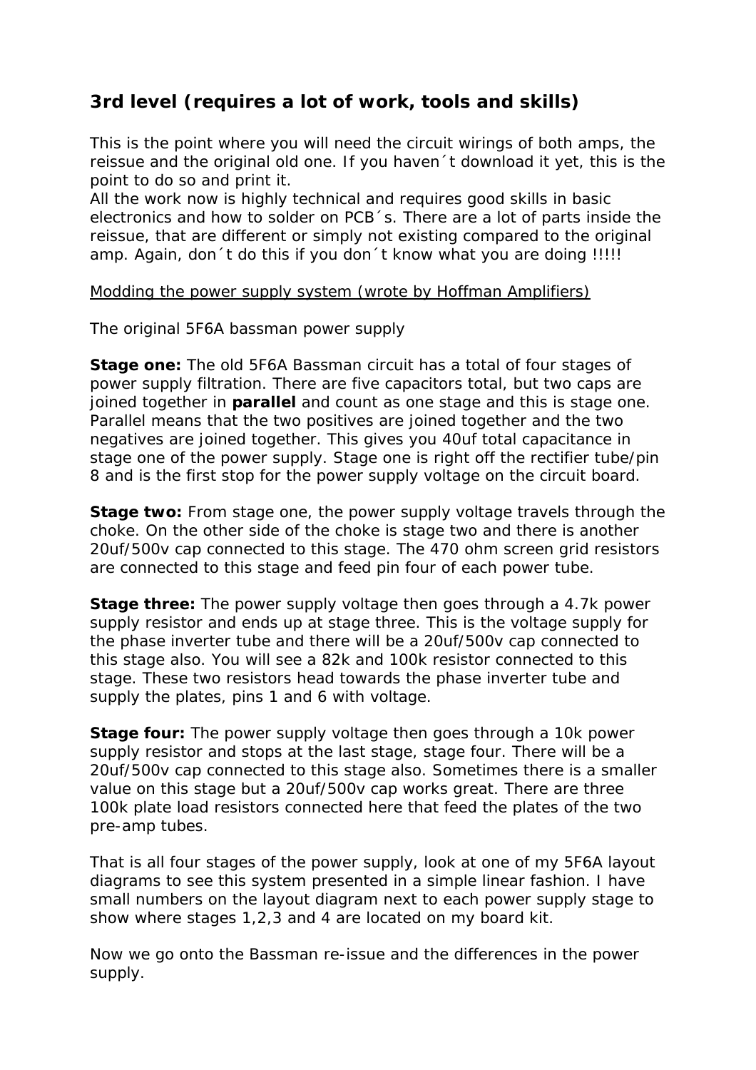## 3rd level (requires a lot of work, tools and skills)

This is the point where you will need the circuit wirings of both amps, the reissue and the original old one. If you haven´t download it yet, this is the point to do so and print it.
All the work now is highly technical and requires good skills in basic electronics and how to solder on PCB´s. There are a lot of parts inside the reissue, that are different or simply not existing compared to the original amp. Again, don´t do this if you don´t know what you are doing !!!!!

<u>Modding the power supply system (wrote by Hoffman Amplifiers)</u>

The original 5F6A bassman power supply

**Stage one:** The old 5F6A Bassman circuit has a total of four stages of power supply filtration. There are five capacitors total, but two caps are joined together in **parallel** and count as one stage and this is stage one. Parallel means that the two positives are joined together and the two negatives are joined together. This gives you 40uf total capacitance in stage one of the power supply. Stage one is right off the rectifier tube/pin 8 and is the first stop for the power supply voltage on the circuit board.

**Stage two:** From stage one, the power supply voltage travels through the choke. On the other side of the choke is stage two and there is another 20uf/500v cap connected to this stage. The 470 ohm screen grid resistors are connected to this stage and feed pin four of each power tube.

**Stage three:** The power supply voltage then goes through a 4.7k power supply resistor and ends up at stage three. This is the voltage supply for the phase inverter tube and there will be a 20uf/500v cap connected to this stage also. You will see a 82k and 100k resistor connected to this stage. These two resistors head towards the phase inverter tube and supply the plates, pins 1 and 6 with voltage.

**Stage four:** The power supply voltage then goes through a 10k power supply resistor and stops at the last stage, stage four. There will be a 20uf/500v cap connected to this stage also. Sometimes there is a smaller value on this stage but a 20uf/500v cap works great. There are three 100k plate load resistors connected here that feed the plates of the two pre-amp tubes.

That is all four stages of the power supply, look at one of my 5F6A layout diagrams to see this system presented in a simple linear fashion. I have small numbers on the layout diagram next to each power supply stage to show where stages 1,2,3 and 4 are located on my board kit.

Now we go onto the Bassman re-issue and the differences in the power supply.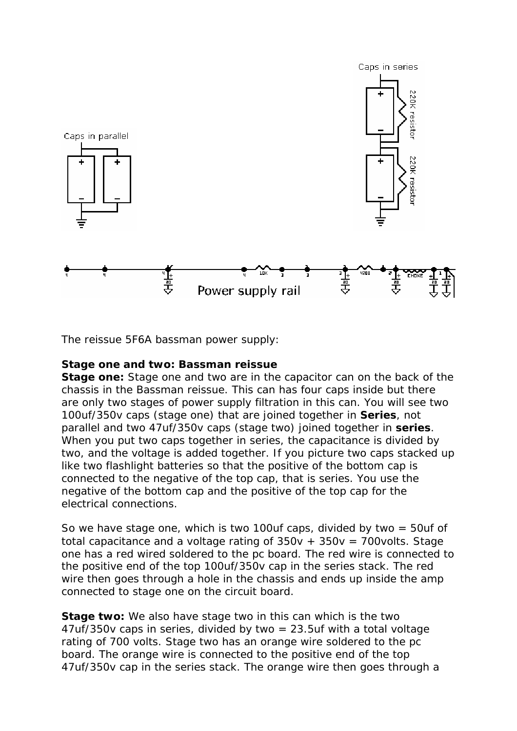The reissue 5F6A bassman power supply:

**Stage one and two: Bassman reissue**

**Stage one:** Stage one and two are in the capacitor can on the back of the chassis in the Bassman reissue. This can has four caps inside but there are only two stages of power supply filtration in this can. You will see two 100uf/350v caps (stage one) that are joined together in **Series**, not parallel and two 47uf/350v caps (stage two) joined together in **series**. When you put two caps together in series, the capacitance is divided by two, and the voltage is added together. If you picture two caps stacked up like two flashlight batteries so that the positive of the bottom cap is connected to the negative of the top cap, that is series. You use the negative of the bottom cap and the positive of the top cap for the electrical connections.

So we have stage one, which is two 100uf caps, divided by two = 50uf of total capacitance and a voltage rating of 350v + 350v = 700volts. Stage one has a red wired soldered to the pc board. The red wire is connected to the positive end of the top 100uf/350v cap in the series stack. The red wire then goes through a hole in the chassis and ends up inside the amp connected to stage one on the circuit board.

**Stage two:** We also have stage two in this can which is the two 47uf/350v caps in series, divided by two = 23.5uf with a total voltage rating of 700 volts. Stage two has an orange wire soldered to the pc board. The orange wire is connected to the positive end of the top 47uf/350v cap in the series stack. The orange wire then goes through a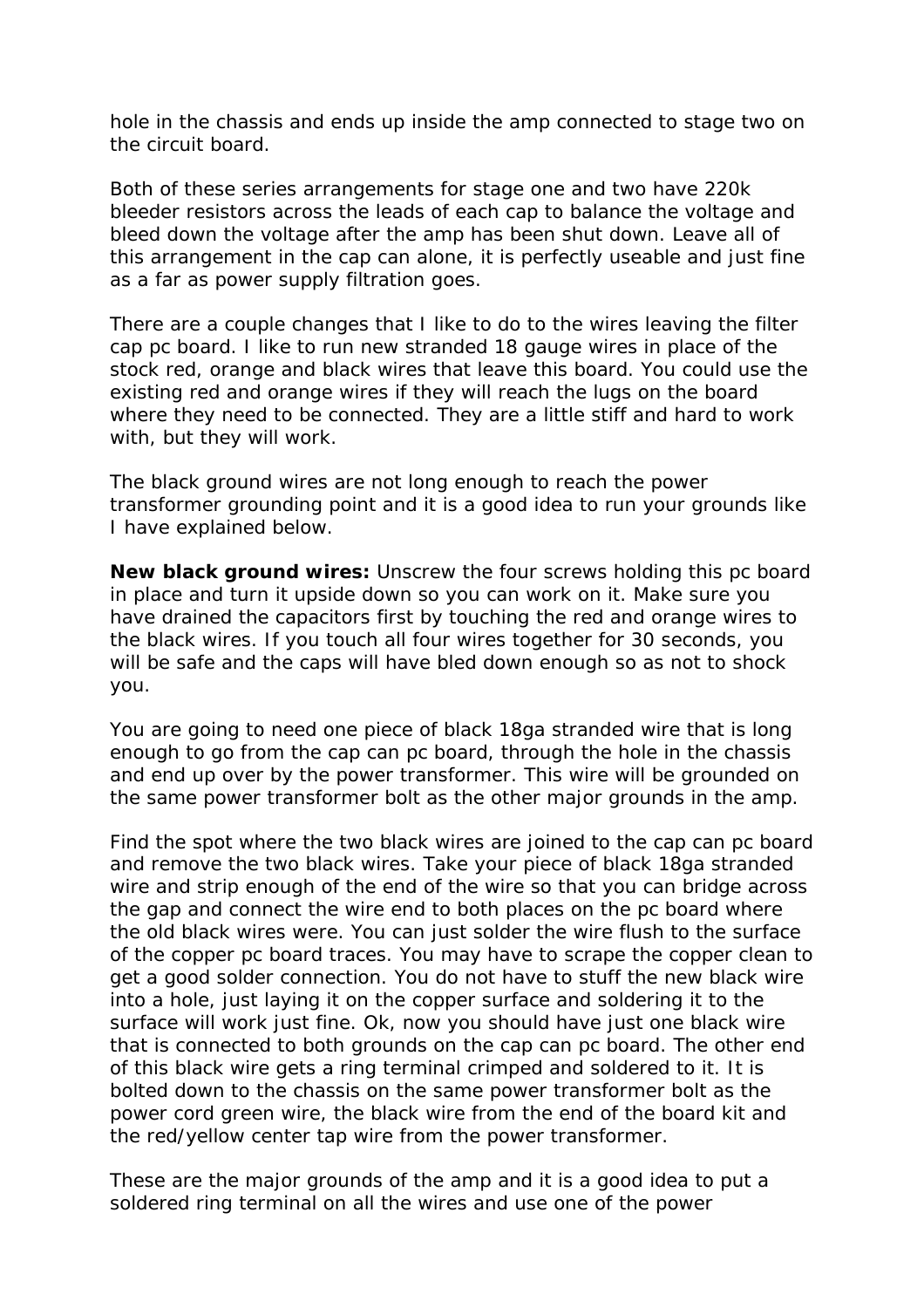hole in the chassis and ends up inside the amp connected to stage two on the circuit board.

Both of these series arrangements for stage one and two have 220k bleeder resistors across the leads of each cap to balance the voltage and bleed down the voltage after the amp has been shut down. Leave all of this arrangement in the cap can alone, it is perfectly useable and just fine as a far as power supply filtration goes.

There are a couple changes that I like to do to the wires leaving the filter cap pc board. I like to run new stranded 18 gauge wires in place of the stock red, orange and black wires that leave this board. You could use the existing red and orange wires if they will reach the lugs on the board where they need to be connected. They are a little stiff and hard to work with, but they will work.

The black ground wires are not long enough to reach the power transformer grounding point and it is a good idea to run your grounds like I have explained below.

**New black ground wires:** Unscrew the four screws holding this pc board in place and turn it upside down so you can work on it. Make sure you have drained the capacitors first by touching the red and orange wires to the black wires. If you touch all four wires together for 30 seconds, you will be safe and the caps will have bled down enough so as not to shock you.

You are going to need one piece of black 18ga stranded wire that is long enough to go from the cap can pc board, through the hole in the chassis and end up over by the power transformer. This wire will be grounded on the same power transformer bolt as the other major grounds in the amp.

Find the spot where the two black wires are joined to the cap can pc board and remove the two black wires. Take your piece of black 18ga stranded wire and strip enough of the end of the wire so that you can bridge across the gap and connect the wire end to both places on the pc board where the old black wires were. You can just solder the wire flush to the surface of the copper pc board traces. You may have to scrape the copper clean to get a good solder connection. You do not have to stuff the new black wire into a hole, just laying it on the copper surface and soldering it to the surface will work just fine. Ok, now you should have just one black wire that is connected to both grounds on the cap can pc board. The other end of this black wire gets a ring terminal crimped and soldered to it. It is bolted down to the chassis on the same power transformer bolt as the power cord green wire, the black wire from the end of the board kit and the red/yellow center tap wire from the power transformer.

These are the major grounds of the amp and it is a good idea to put a soldered ring terminal on all the wires and use one of the power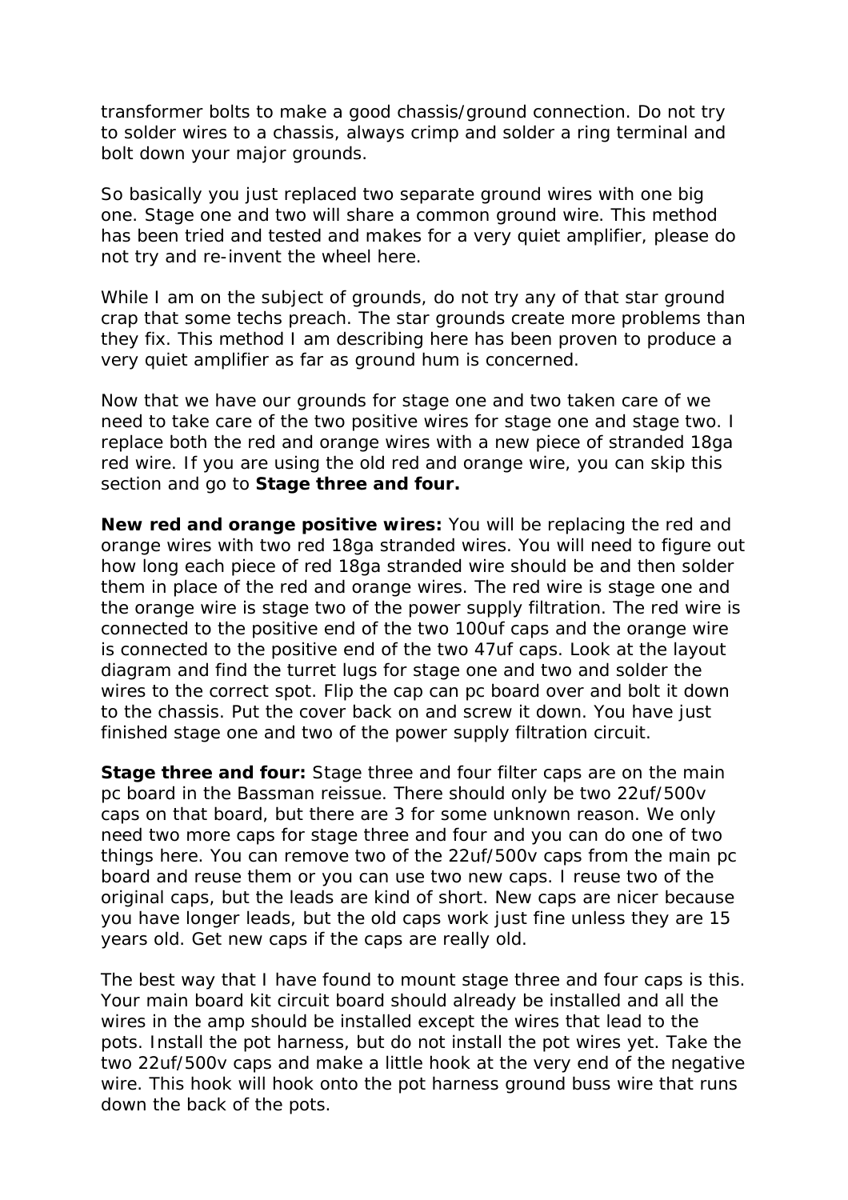transformer bolts to make a good chassis/ground connection. Do not try to solder wires to a chassis, always crimp and solder a ring terminal and bolt down your major grounds.

So basically you just replaced two separate ground wires with one big one. Stage one and two will share a common ground wire. This method has been tried and tested and makes for a very quiet amplifier, please do not try and re-invent the wheel here.

While I am on the subject of grounds, do not try any of that star ground crap that some techs preach. The star grounds create more problems than they fix. This method I am describing here has been proven to produce a very quiet amplifier as far as ground hum is concerned.

Now that we have our grounds for stage one and two taken care of we need to take care of the two positive wires for stage one and stage two. I replace both the red and orange wires with a new piece of stranded 18ga red wire. If you are using the old red and orange wire, you can skip this section and go to **Stage three and four.**

**New red and orange positive wires:** You will be replacing the red and orange wires with two red 18ga stranded wires. You will need to figure out how long each piece of red 18ga stranded wire should be and then solder them in place of the red and orange wires. The red wire is stage one and the orange wire is stage two of the power supply filtration. The red wire is connected to the positive end of the two 100uf caps and the orange wire is connected to the positive end of the two 47uf caps. Look at the layout diagram and find the turret lugs for stage one and two and solder the wires to the correct spot. Flip the cap can pc board over and bolt it down to the chassis. Put the cover back on and screw it down. You have just finished stage one and two of the power supply filtration circuit.

**Stage three and four:** Stage three and four filter caps are on the main pc board in the Bassman reissue. There should only be two 22uf/500v caps on that board, but there are 3 for some unknown reason. We only need two more caps for stage three and four and you can do one of two things here. You can remove two of the 22uf/500v caps from the main pc board and reuse them or you can use two new caps. I reuse two of the original caps, but the leads are kind of short. New caps are nicer because you have longer leads, but the old caps work just fine unless they are 15 years old. Get new caps if the caps are really old.

The best way that I have found to mount stage three and four caps is this. Your main board kit circuit board should already be installed and all the wires in the amp should be installed except the wires that lead to the pots. Install the pot harness, but do not install the pot wires yet. Take the two 22uf/500v caps and make a little hook at the very end of the negative wire. This hook will hook onto the pot harness ground buss wire that runs down the back of the pots.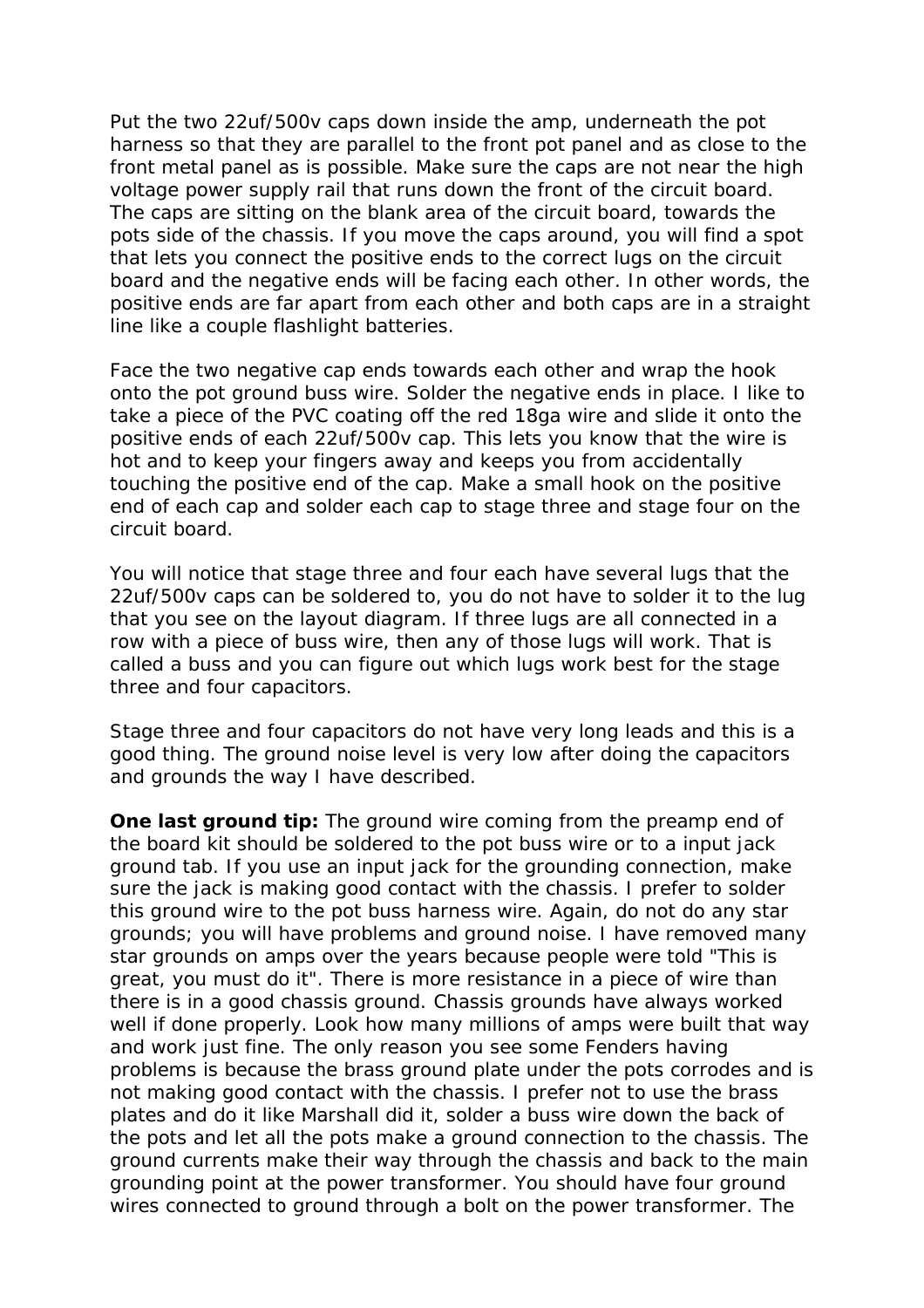Put the two 22uf/500v caps down inside the amp, underneath the pot harness so that they are parallel to the front pot panel and as close to the front metal panel as is possible. Make sure the caps are not near the high voltage power supply rail that runs down the front of the circuit board. The caps are sitting on the blank area of the circuit board, towards the pots side of the chassis. If you move the caps around, you will find a spot that lets you connect the positive ends to the correct lugs on the circuit board and the negative ends will be facing each other. In other words, the positive ends are far apart from each other and both caps are in a straight line like a couple flashlight batteries.

Face the two negative cap ends towards each other and wrap the hook onto the pot ground buss wire. Solder the negative ends in place. I like to take a piece of the PVC coating off the red 18ga wire and slide it onto the positive ends of each 22uf/500v cap. This lets you know that the wire is hot and to keep your fingers away and keeps you from accidentally touching the positive end of the cap. Make a small hook on the positive end of each cap and solder each cap to stage three and stage four on the circuit board.

You will notice that stage three and four each have several lugs that the 22uf/500v caps can be soldered to, you do not have to solder it to the lug that you see on the layout diagram. If three lugs are all connected in a row with a piece of buss wire, then any of those lugs will work. That is called a buss and you can figure out which lugs work best for the stage three and four capacitors.

Stage three and four capacitors do not have very long leads and this is a good thing. The ground noise level is very low after doing the capacitors and grounds the way I have described.

**One last ground tip:** The ground wire coming from the preamp end of the board kit should be soldered to the pot buss wire or to a input jack ground tab. If you use an input jack for the grounding connection, make sure the jack is making good contact with the chassis. I prefer to solder this ground wire to the pot buss harness wire. Again, do not do any star grounds; you will have problems and ground noise. I have removed many star grounds on amps over the years because people were told "This is great, you must do it". There is more resistance in a piece of wire than there is in a good chassis ground. Chassis grounds have always worked well if done properly. Look how many millions of amps were built that way and work just fine. The only reason you see some Fenders having problems is because the brass ground plate under the pots corrodes and is not making good contact with the chassis. I prefer not to use the brass plates and do it like Marshall did it, solder a buss wire down the back of the pots and let all the pots make a ground connection to the chassis. The ground currents make their way through the chassis and back to the main grounding point at the power transformer. You should have four ground wires connected to ground through a bolt on the power transformer. The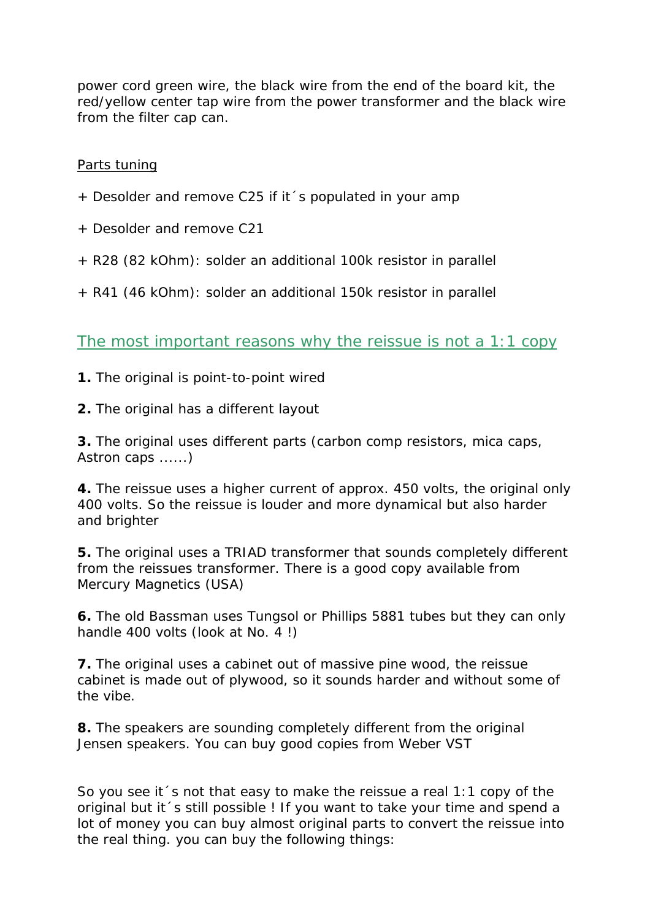power cord green wire, the black wire from the end of the board kit, the red/yellow center tap wire from the power transformer and the black wire from the filter cap can.

<u>Parts tuning</u>

+ Desolder and remove C25 if it´s populated in your amp

+ Desolder and remove C21

+ R28 (82 kOhm): solder an additional 100k resistor in parallel

+ R41 (46 kOhm): solder an additional 150k resistor in parallel

## The most important reasons why the reissue is not a 1:1 copy

**1.** The original is point-to-point wired

**2.** The original has a different layout

**3.** The original uses different parts (carbon comp resistors, mica caps, Astron caps ......)

**4.** The reissue uses a higher current of approx. 450 volts, the original only 400 volts. So the reissue is louder and more dynamical but also harder and brighter

**5.** The original uses a TRIAD transformer that sounds completely different from the reissues transformer. There is a good copy available from Mercury Magnetics (USA)

**6.** The old Bassman uses Tungsol or Phillips 5881 tubes but they can only handle 400 volts (look at No. 4 !)

**7.** The original uses a cabinet out of massive pine wood, the reissue cabinet is made out of plywood, so it sounds harder and without some of the vibe.

**8.** The speakers are sounding completely different from the original Jensen speakers. You can buy good copies from Weber VST

So you see it´s not that easy to make the reissue a real 1:1 copy of the original but it´s still possible ! If you want to take your time and spend a lot of money you can buy almost original parts to convert the reissue into the real thing. you can buy the following things: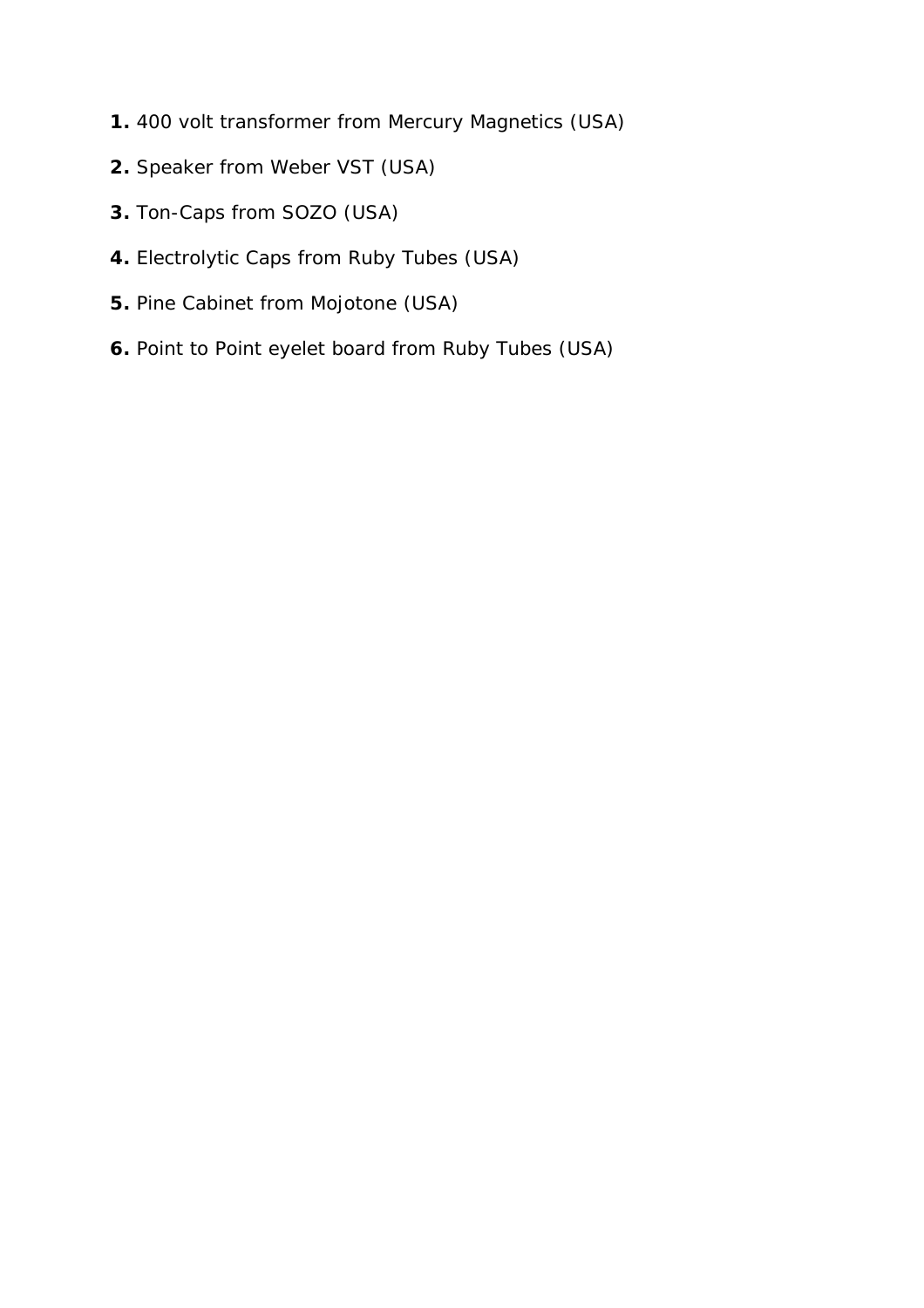1. 400 volt transformer from Mercury Magnetics (USA)

2. Speaker from Weber VST (USA)

3. Ton-Caps from SOZO (USA)

4. Electrolytic Caps from Ruby Tubes (USA)

5. Pine Cabinet from Mojotone (USA)

6. Point to Point eyelet board from Ruby Tubes (USA)